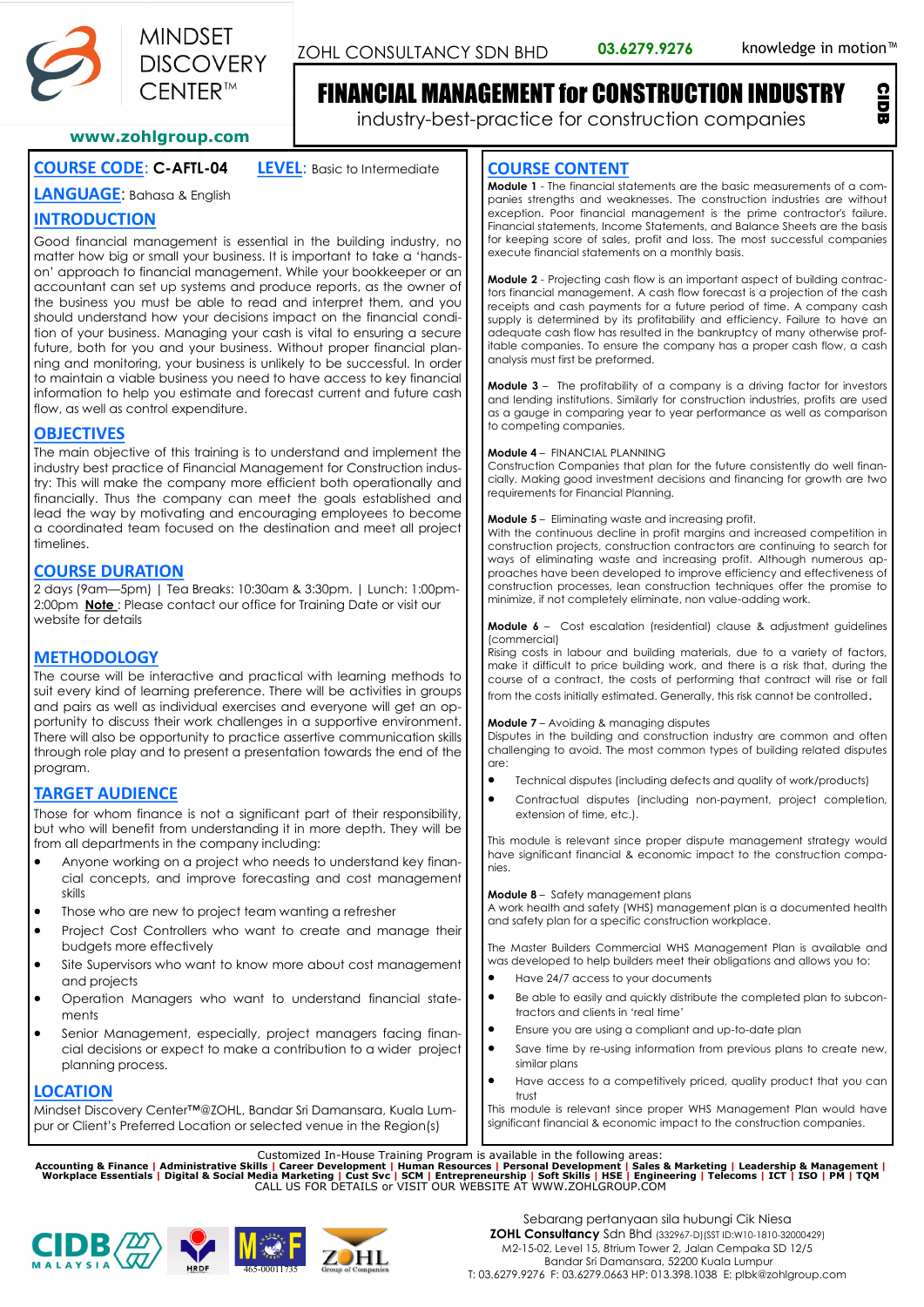MINDSET DISCOVERY CENTER™

www.zohlgroup.com

ZOHL CONSULTANCY SDN BHD 03.6279.9276 knowledge in motion™

# FINANCIAL MANAGEMENT for CONSTRUCTION INDUSTRY

industry-best-practice for construction companies

CIDB

**COURSE CODE: C-AFTL-04** **LEVEL**: Basic to Intermediate

**LANGUAGE**: Bahasa & English

## INTRODUCTION

Good financial management is essential in the building industry, no matter how big or small your business. It is important to take a 'hands-on' approach to financial management. While your bookkeeper or an accountant can set up systems and produce reports, as the owner of the business you must be able to read and interpret them, and you should understand how your decisions impact on the financial condition of your business. Managing your cash is vital to ensuring a secure future, both for you and your business. Without proper financial planning and monitoring, your business is unlikely to be successful. In order to maintain a viable business you need to have access to key financial information to help you estimate and forecast current and future cash flow, as well as control expenditure.

## OBJECTIVES

The main objective of this training is to understand and implement the industry best practice of Financial Management for Construction industry: This will make the company more efficient both operationally and financially. Thus the company can meet the goals established and lead the way by motivating and encouraging employees to become a coordinated team focused on the destination and meet all project timelines.

## COURSE DURATION

2 days (9am—5pm) | Tea Breaks: 10:30am & 3:30pm. | Lunch: 1:00pm-2:00pm **Note** : Please contact our office for Training Date or visit our website for details

## METHODOLOGY

The course will be interactive and practical with learning methods to suit every kind of learning preference. There will be activities in groups and pairs as well as individual exercises and everyone will get an opportunity to discuss their work challenges in a supportive environment. There will also be opportunity to practice assertive communication skills through role play and to present a presentation towards the end of the program.

## TARGET AUDIENCE

Those for whom finance is not a significant part of their responsibility, but who will benefit from understanding it in more depth. They will be from all departments in the company including:

- Anyone working on a project who needs to understand key financial concepts, and improve forecasting and cost management skills
- Those who are new to project team wanting a refresher
- Project Cost Controllers who want to create and manage their budgets more effectively
- Site Supervisors who want to know more about cost management and projects
- Operation Managers who want to understand financial statements
- Senior Management, especially, project managers facing financial decisions or expect to make a contribution to a wider project planning process.

## LOCATION

Mindset Discovery Center™@ZOHL, Bandar Sri Damansara, Kuala Lumpur or Client's Preferred Location or selected venue in the Region(s)

## COURSE CONTENT

**Module 1** - The financial statements are the basic measurements of a companies strengths and weaknesses. The construction industries are without exception. Poor financial management is the prime contractor's failure. Financial statements, Income Statements, and Balance Sheets are the basis for keeping score of sales, profit and loss. The most successful companies execute financial statements on a monthly basis.

**Module 2** - Projecting cash flow is an important aspect of building contractors financial management. A cash flow forecast is a projection of the cash receipts and cash payments for a future period of time. A company cash supply is determined by its profitability and efficiency. Failure to have an adequate cash flow has resulted in the bankruptcy of many otherwise profitable companies. To ensure the company has a proper cash flow, a cash analysis must first be preformed.

**Module 3** – The profitability of a company is a driving factor for investors and lending institutions. Similarly for construction industries, profits are used as a gauge in comparing year to year performance as well as comparison to competing companies.

**Module 4** – FINANCIAL PLANNING
Construction Companies that plan for the future consistently do well financially. Making good investment decisions and financing for growth are two requirements for Financial Planning.

**Module 5** – Eliminating waste and increasing profit.
With the continuous decline in profit margins and increased competition in construction projects, construction contractors are continuing to search for ways of eliminating waste and increasing profit. Although numerous approaches have been developed to improve efficiency and effectiveness of construction processes, lean construction techniques offer the promise to minimize, if not completely eliminate, non value-adding work.

**Module 6** – Cost escalation (residential) clause & adjustment guidelines (commercial)
Rising costs in labour and building materials, due to a variety of factors, make it difficult to price building work, and there is a risk that, during the course of a contract, the costs of performing that contract will rise or fall from the costs initially estimated. Generally, this risk cannot be controlled.

**Module 7** – Avoiding & managing disputes
Disputes in the building and construction industry are common and often challenging to avoid. The most common types of building related disputes are:

- Technical disputes (including defects and quality of work/products)
- Contractual disputes (including non-payment, project completion, extension of time, etc.).

This module is relevant since proper dispute management strategy would have significant financial & economic impact to the construction companies.

**Module 8** – Safety management plans
A work health and safety (WHS) management plan is a documented health and safety plan for a specific construction workplace.

The Master Builders Commercial WHS Management Plan is available and was developed to help builders meet their obligations and allows you to:

- Have 24/7 access to your documents
- Be able to easily and quickly distribute the completed plan to subcontractors and clients in 'real time'
- Ensure you are using a compliant and up-to-date plan
- Save time by re-using information from previous plans to create new, similar plans
- Have access to a competitively priced, quality product that you can trust

This module is relevant since proper WHS Management Plan would have significant financial & economic impact to the construction companies.

Customized In-House Training Program is available in the following areas:
**Accounting & Finance | Administrative Skills | Career Development | Human Resources | Personal Development | Sales & Marketing | Leadership & Management | Workplace Essentials | Digital & Social Media Marketing | Cust Svc | SCM | Entrepreneurship | Soft Skills | HSE | Engineering | Telecoms | ICT | ISO | PM | TQM**
CALL US FOR DETAILS or VISIT OUR WEBSITE AT WWW.ZOHLGROUP.COM

CIDB MALAYSIA | HRDF | MOF 465-00011735 | ZOHL Group of Companies

Sebarang pertanyaan sila hubungi Cik Niesa
**ZOHL Consultancy** Sdn Bhd (332967-D)(SST ID:W10-1810-32000429)
M2-15-02, Level 15, 8trium Tower 2, Jalan Cempaka SD 12/5
Bandar Sri Damansara, 52200 Kuala Lumpur
T: 03.6279.9276 F: 03.6279.0663 HP: 013.398.1038 E: plbk@zohlgroup.com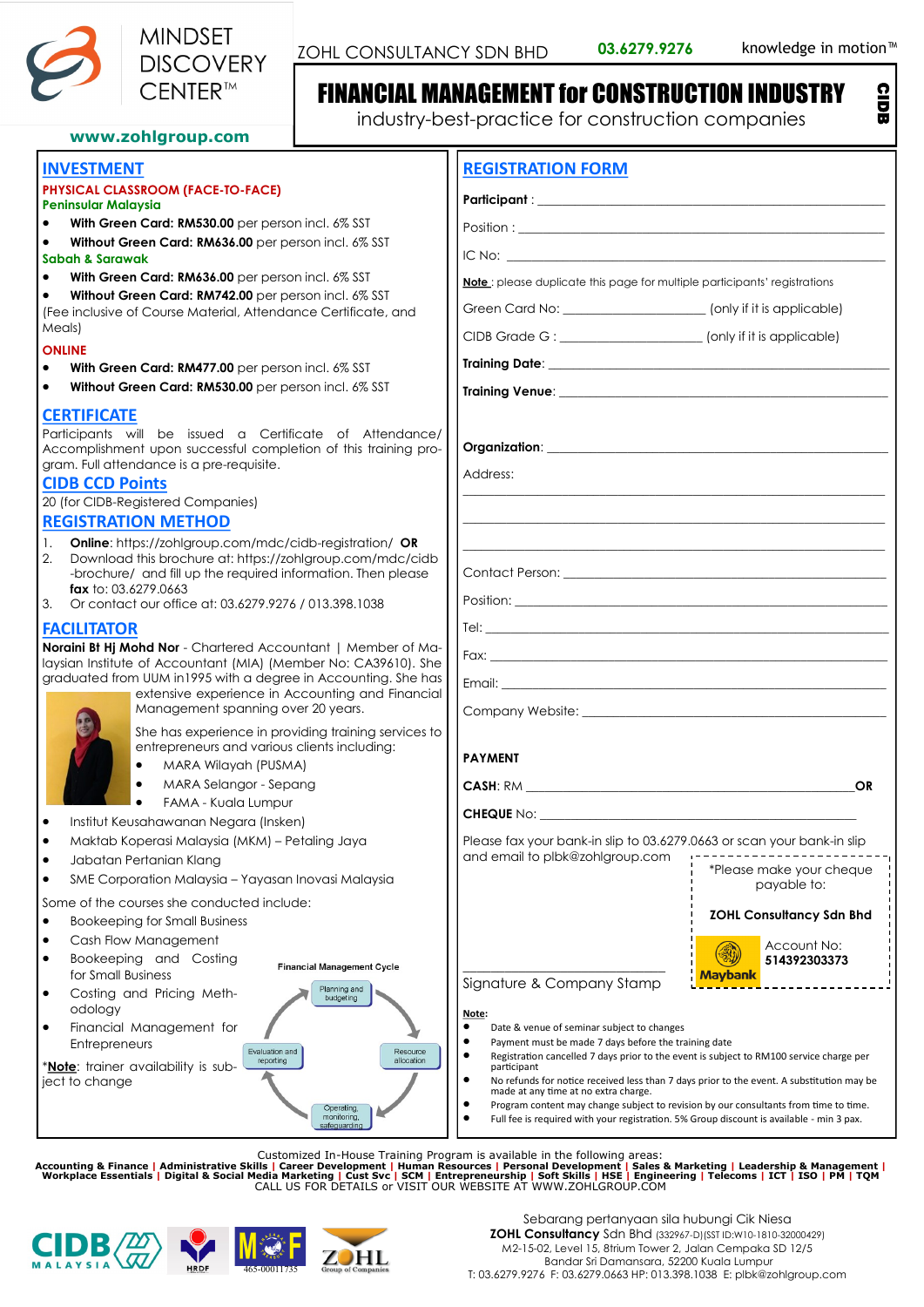MINDSET DISCOVERY CENTER™

www.zohlgroup.com

ZOHL CONSULTANCY SDN BHD 03.6279.9276 knowledge in motion™

# FINANCIAL MANAGEMENT for CONSTRUCTION INDUSTRY

industry-best-practice for construction companies

CIDB

## INVESTMENT

**PHYSICAL CLASSROOM (FACE-TO-FACE)**

**Peninsular Malaysia**

- **With Green Card: RM530.00** per person incl. 6% SST
- **Without Green Card: RM636.00** per person incl. 6% SST

**Sabah & Sarawak**

- **With Green Card: RM636.00** per person incl. 6% SST
- **Without Green Card: RM742.00** per person incl. 6% SST

(Fee inclusive of Course Material, Attendance Certificate, and Meals)

**ONLINE**

- **With Green Card: RM477.00** per person incl. 6% SST
- **Without Green Card: RM530.00** per person incl. 6% SST

## CERTIFICATE

Participants will be issued a Certificate of Attendance/ Accomplishment upon successful completion of this training program. Full attendance is a pre-requisite.

## CIDB CCD Points

20 (for CIDB-Registered Companies)

## REGISTRATION METHOD

1. **Online**: https://zohlgroup.com/mdc/cidb-registration/ **OR**
2. Download this brochure at: https://zohlgroup.com/mdc/cidb-brochure/ and fill up the required information. Then please **fax** to: 03.6279.0663
3. Or contact our office at: 03.6279.9276 / 013.398.1038

## FACILITATOR

**Noraini Bt Hj Mohd Nor** - Chartered Accountant | Member of Malaysian Institute of Accountant (MIA) (Member No: CA39610). She graduated from UUM in1995 with a degree in Accounting. She has extensive experience in Accounting and Financial Management spanning over 20 years.

She has experience in providing training services to entrepreneurs and various clients including:

- MARA Wilayah (PUSMA)
- MARA Selangor - Sepang
- FAMA - Kuala Lumpur
- Institut Keusahawanan Negara (Insken)
- Maktab Koperasi Malaysia (MKM) – Petaling Jaya
- Jabatan Pertanian Klang
- SME Corporation Malaysia – Yayasan Inovasi Malaysia

Some of the courses she conducted include:

- Bookeeping for Small Business
- Cash Flow Management
- Bookeeping and Costing for Small Business
- Costing and Pricing Methodology
- Financial Management for Entrepreneurs

*__Note__: trainer availability is subject to change

Financial Management Cycle

Planning and budgeting

Resource allocation

Operating, monitoring, safeguarding

Evaluation and reporting

## REGISTRATION FORM

**Participant** : ______________________

Position : ______________________

IC No: ______________________

__Note__ : please duplicate this page for multiple participants' registrations

Green Card No: ______________ (only if it is applicable)

CIDB Grade G : ______________ (only if it is applicable)

**Training Date**: ______________________

**Training Venue**: ______________________

**Organization**: ______________________

Address:

______________________

Contact Person: ______________________

Position: ______________________

Tel: ______________________

Fax: ______________________

Email: ______________________

Company Website: ______________________

**PAYMENT**

**CASH**: RM ______________________ **OR**

**CHEQUE** No: ______________________

Please fax your bank-in slip to 03.6279.0663 or scan your bank-in slip and email to plbk@zohlgroup.com

*Please make your cheque payable to:

**ZOHL Consultancy Sdn Bhd**

Maybank Account No: **514392303373**

Signature & Company Stamp

__Note__:

- Date & venue of seminar subject to changes
- Payment must be made 7 days before the training date
- Registration cancelled 7 days prior to the event is subject to RM100 service charge per participant
- No refunds for notice received less than 7 days prior to the event. A substitution may be made at any time at no extra charge.
- Program content may change subject to revision by our consultants from time to time.
- Full fee is required with your registration. 5% Group discount is available - min 3 pax.

Customized In-House Training Program is available in the following areas:

**Accounting & Finance | Administrative Skills | Career Development | Human Resources | Personal Development | Sales & Marketing | Leadership & Management | Workplace Essentials | Digital & Social Media Marketing | Cust Svc | SCM | Entrepreneurship | Soft Skills | HSE | Engineering | Telecoms | ICT | ISO | PM | TQM**

CALL US FOR DETAILS or VISIT OUR WEBSITE AT WWW.ZOHLGROUP.COM

CIDB MALAYSIA | HRDF | MOF 465-00011735 | ZOHL Group of Companies

Sebarang pertanyaan sila hubungi Cik Niesa

**ZOHL Consultancy** Sdn Bhd (332967-D)(SST ID:W10-1810-32000429)

M2-15-02, Level 15, 8trium Tower 2, Jalan Cempaka SD 12/5

Bandar Sri Damansara, 52200 Kuala Lumpur

T: 03.6279.9276 F: 03.6279.0663 HP: 013.398.1038 E: plbk@zohlgroup.com